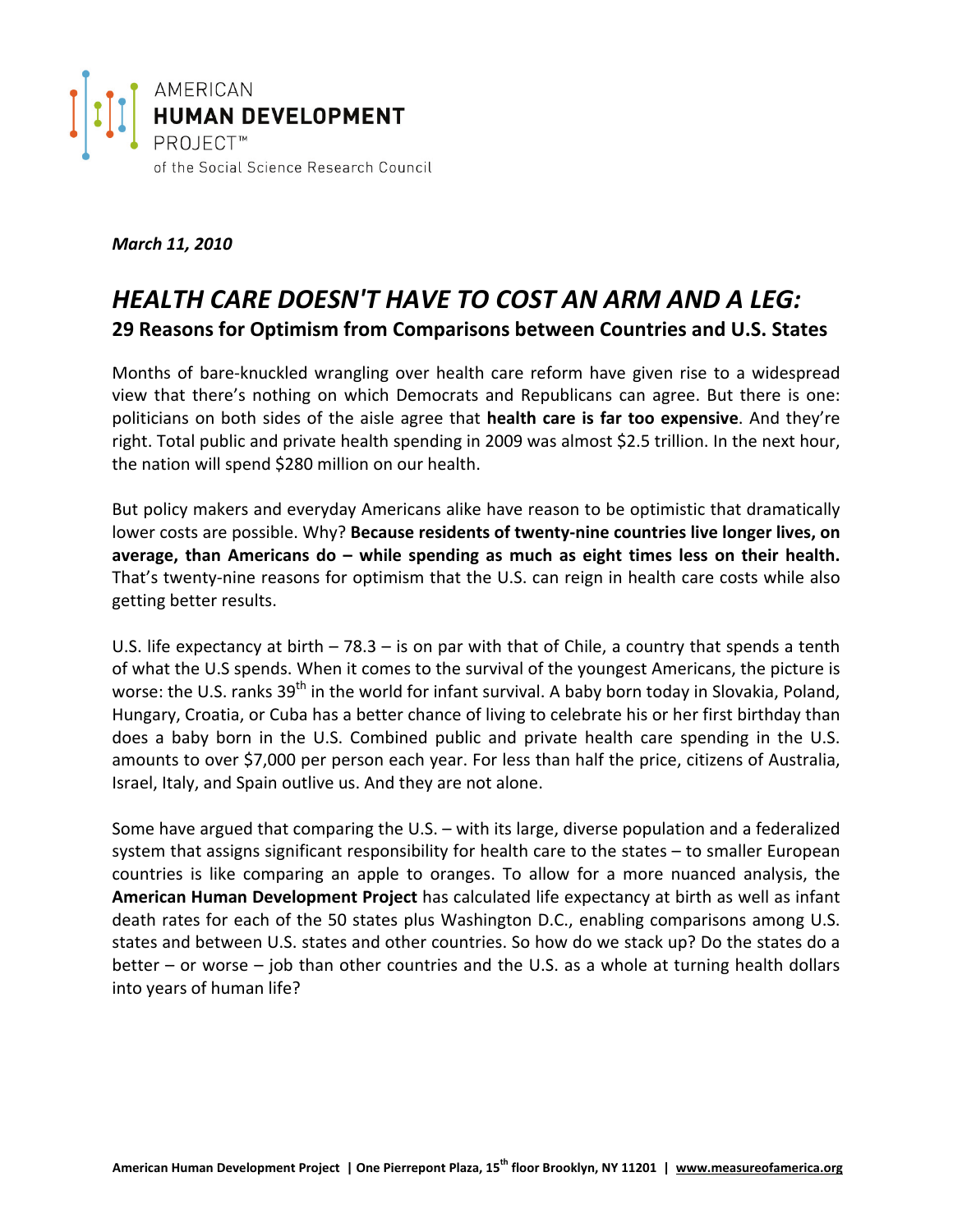AMERICAN
**HUMAN DEVELOPMENT**
PROJECT™
of the Social Science Research Council

***March 11, 2010***

# *HEALTH CARE DOESN'T HAVE TO COST AN ARM AND A LEG:*

## 29 Reasons for Optimism from Comparisons between Countries and U.S. States

Months of bare-knuckled wrangling over health care reform have given rise to a widespread view that there's nothing on which Democrats and Republicans can agree. But there is one: politicians on both sides of the aisle agree that **health care is far too expensive**. And they're right. Total public and private health spending in 2009 was almost $2.5 trillion. In the next hour, the nation will spend $280 million on our health.

But policy makers and everyday Americans alike have reason to be optimistic that dramatically lower costs are possible. Why? **Because residents of twenty-nine countries live longer lives, on average, than Americans do – while spending as much as eight times less on their health.** That's twenty-nine reasons for optimism that the U.S. can reign in health care costs while also getting better results.

U.S. life expectancy at birth – 78.3 – is on par with that of Chile, a country that spends a tenth of what the U.S spends. When it comes to the survival of the youngest Americans, the picture is worse: the U.S. ranks 39th in the world for infant survival. A baby born today in Slovakia, Poland, Hungary, Croatia, or Cuba has a better chance of living to celebrate his or her first birthday than does a baby born in the U.S. Combined public and private health care spending in the U.S. amounts to over $7,000 per person each year. For less than half the price, citizens of Australia, Israel, Italy, and Spain outlive us. And they are not alone.

Some have argued that comparing the U.S. – with its large, diverse population and a federalized system that assigns significant responsibility for health care to the states – to smaller European countries is like comparing an apple to oranges. To allow for a more nuanced analysis, the **American Human Development Project** has calculated life expectancy at birth as well as infant death rates for each of the 50 states plus Washington D.C., enabling comparisons among U.S. states and between U.S. states and other countries. So how do we stack up? Do the states do a better – or worse – job than other countries and the U.S. as a whole at turning health dollars into years of human life?

**American Human Development Project | One Pierrepont Plaza, 15th floor Brooklyn, NY 11201 | www.measureofamerica.org**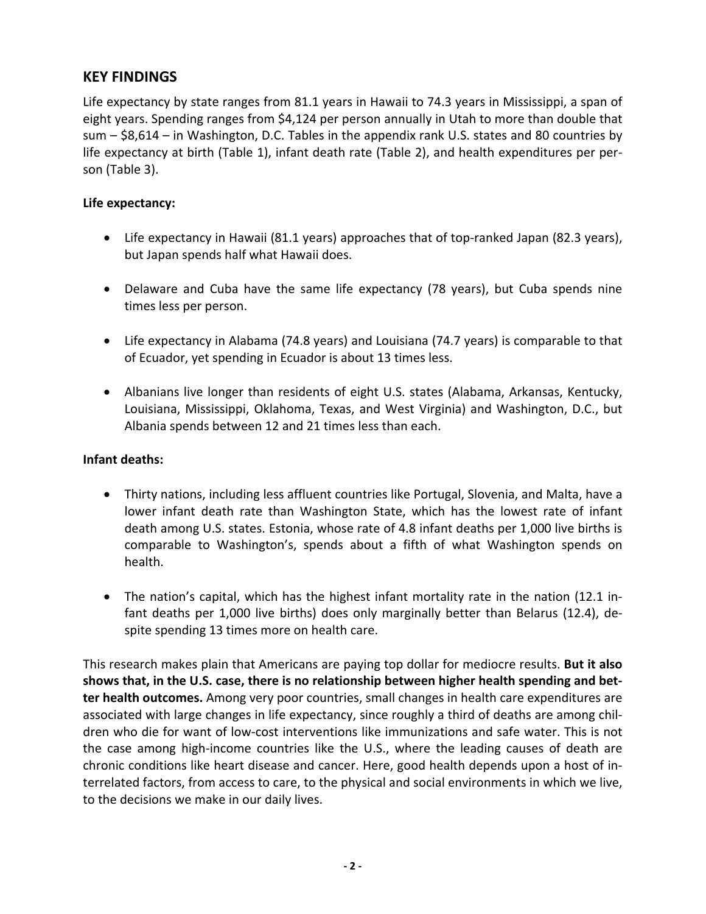## KEY FINDINGS

Life expectancy by state ranges from 81.1 years in Hawaii to 74.3 years in Mississippi, a span of eight years. Spending ranges from $4,124 per person annually in Utah to more than double that sum – $8,614 – in Washington, D.C. Tables in the appendix rank U.S. states and 80 countries by life expectancy at birth (Table 1), infant death rate (Table 2), and health expenditures per person (Table 3).

**Life expectancy:**

- Life expectancy in Hawaii (81.1 years) approaches that of top-ranked Japan (82.3 years), but Japan spends half what Hawaii does.
- Delaware and Cuba have the same life expectancy (78 years), but Cuba spends nine times less per person.
- Life expectancy in Alabama (74.8 years) and Louisiana (74.7 years) is comparable to that of Ecuador, yet spending in Ecuador is about 13 times less.
- Albanians live longer than residents of eight U.S. states (Alabama, Arkansas, Kentucky, Louisiana, Mississippi, Oklahoma, Texas, and West Virginia) and Washington, D.C., but Albania spends between 12 and 21 times less than each.

**Infant deaths:**

- Thirty nations, including less affluent countries like Portugal, Slovenia, and Malta, have a lower infant death rate than Washington State, which has the lowest rate of infant death among U.S. states. Estonia, whose rate of 4.8 infant deaths per 1,000 live births is comparable to Washington's, spends about a fifth of what Washington spends on health.
- The nation's capital, which has the highest infant mortality rate in the nation (12.1 infant deaths per 1,000 live births) does only marginally better than Belarus (12.4), despite spending 13 times more on health care.

This research makes plain that Americans are paying top dollar for mediocre results. **But it also shows that, in the U.S. case, there is no relationship between higher health spending and better health outcomes.** Among very poor countries, small changes in health care expenditures are associated with large changes in life expectancy, since roughly a third of deaths are among children who die for want of low-cost interventions like immunizations and safe water. This is not the case among high-income countries like the U.S., where the leading causes of death are chronic conditions like heart disease and cancer. Here, good health depends upon a host of interrelated factors, from access to care, to the physical and social environments in which we live, to the decisions we make in our daily lives.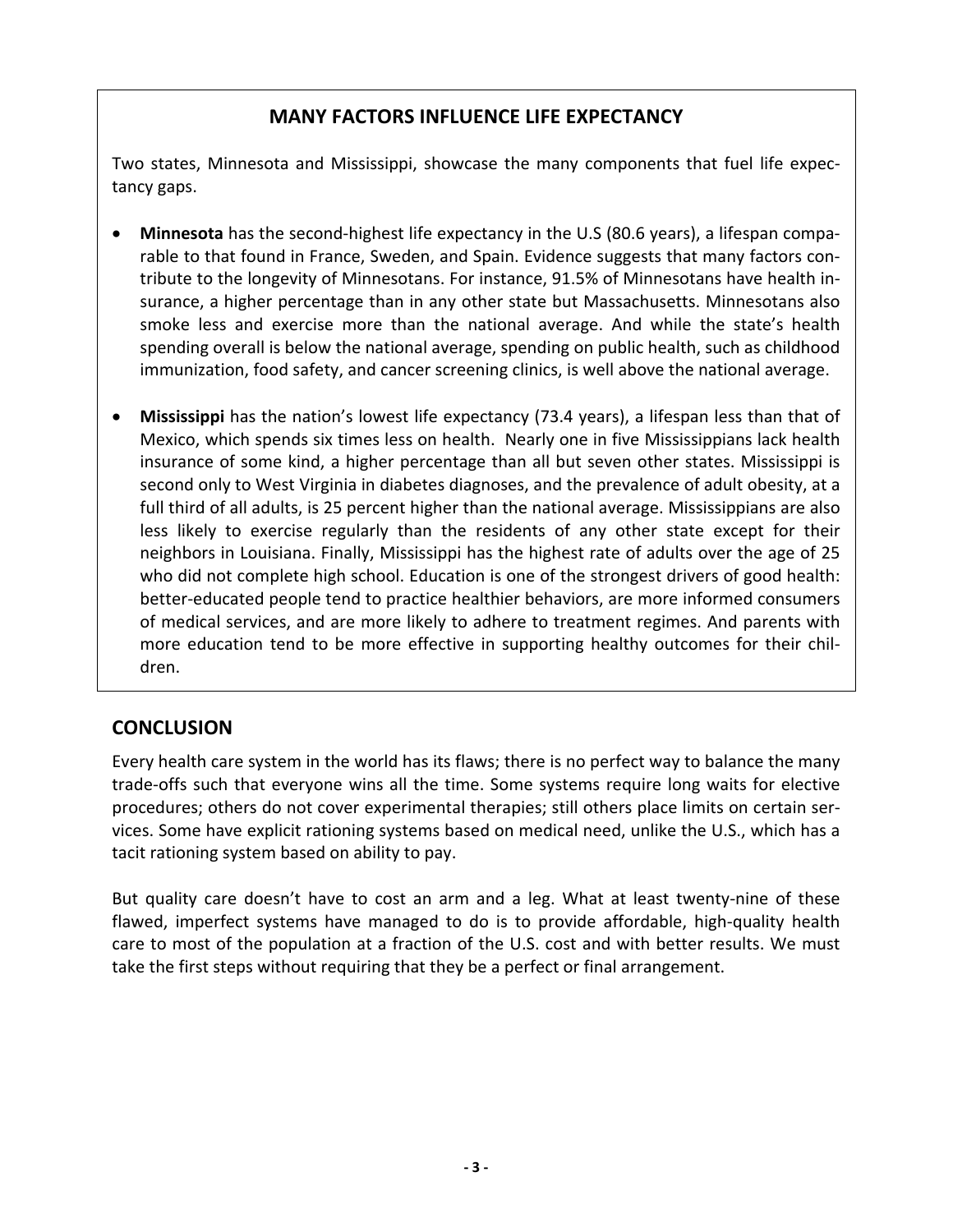## MANY FACTORS INFLUENCE LIFE EXPECTANCY

Two states, Minnesota and Mississippi, showcase the many components that fuel life expectancy gaps.

- **Minnesota** has the second-highest life expectancy in the U.S (80.6 years), a lifespan comparable to that found in France, Sweden, and Spain. Evidence suggests that many factors contribute to the longevity of Minnesotans. For instance, 91.5% of Minnesotans have health insurance, a higher percentage than in any other state but Massachusetts. Minnesotans also smoke less and exercise more than the national average. And while the state's health spending overall is below the national average, spending on public health, such as childhood immunization, food safety, and cancer screening clinics, is well above the national average.

- **Mississippi** has the nation's lowest life expectancy (73.4 years), a lifespan less than that of Mexico, which spends six times less on health. Nearly one in five Mississippians lack health insurance of some kind, a higher percentage than all but seven other states. Mississippi is second only to West Virginia in diabetes diagnoses, and the prevalence of adult obesity, at a full third of all adults, is 25 percent higher than the national average. Mississippians are also less likely to exercise regularly than the residents of any other state except for their neighbors in Louisiana. Finally, Mississippi has the highest rate of adults over the age of 25 who did not complete high school. Education is one of the strongest drivers of good health: better-educated people tend to practice healthier behaviors, are more informed consumers of medical services, and are more likely to adhere to treatment regimes. And parents with more education tend to be more effective in supporting healthy outcomes for their children.

## CONCLUSION

Every health care system in the world has its flaws; there is no perfect way to balance the many trade-offs such that everyone wins all the time. Some systems require long waits for elective procedures; others do not cover experimental therapies; still others place limits on certain services. Some have explicit rationing systems based on medical need, unlike the U.S., which has a tacit rationing system based on ability to pay.

But quality care doesn't have to cost an arm and a leg. What at least twenty-nine of these flawed, imperfect systems have managed to do is to provide affordable, high-quality health care to most of the population at a fraction of the U.S. cost and with better results. We must take the first steps without requiring that they be a perfect or final arrangement.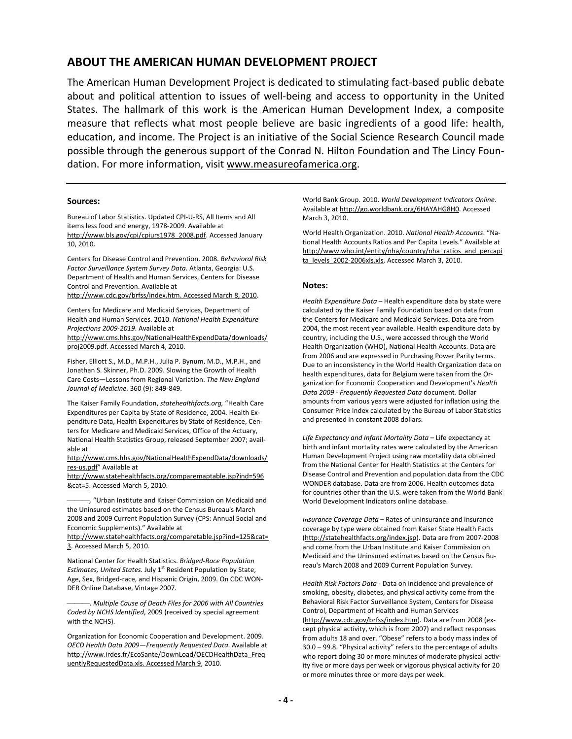## ABOUT THE AMERICAN HUMAN DEVELOPMENT PROJECT

The American Human Development Project is dedicated to stimulating fact-based public debate about and political attention to issues of well-being and access to opportunity in the United States. The hallmark of this work is the American Human Development Index, a composite measure that reflects what most people believe are basic ingredients of a good life: health, education, and income. The Project is an initiative of the Social Science Research Council made possible through the generous support of the Conrad N. Hilton Foundation and The Lincy Foundation. For more information, visit www.measureofamerica.org.

---

**Sources:**

Bureau of Labor Statistics. Updated CPI-U-RS, All Items and All items less food and energy, 1978-2009. Available at http://www.bls.gov/cpi/cpiurs1978_2008.pdf. Accessed January 10, 2010.

Centers for Disease Control and Prevention. 2008. *Behavioral Risk Factor Surveillance System Survey Data*. Atlanta, Georgia: U.S. Department of Health and Human Services, Centers for Disease Control and Prevention. Available at http://www.cdc.gov/brfss/index.htm. Accessed March 8, 2010.

Centers for Medicare and Medicaid Services, Department of Health and Human Services. 2010. *National Health Expenditure Projections 2009-2019*. Available at http://www.cms.hhs.gov/NationalHealthExpendData/downloads/proj2009.pdf. Accessed March 4, 2010.

Fisher, Elliott S., M.D., M.P.H., Julia P. Bynum, M.D., M.P.H., and Jonathan S. Skinner, Ph.D. 2009. Slowing the Growth of Health Care Costs—Lessons from Regional Variation. *The New England Journal of Medicine.* 360 (9): 849-849.

The Kaiser Family Foundation, *statehealthfacts.org,* "Health Care Expenditures per Capita by State of Residence, 2004. Health Expenditure Data, Health Expenditures by State of Residence, Centers for Medicare and Medicaid Services, Office of the Actuary, National Health Statistics Group, released September 2007; available at http://www.cms.hhs.gov/NationalHealthExpendData/downloads/res-us.pdf" Available at http://www.statehealthfacts.org/comparemaptable.jsp?ind=596&cat=5. Accessed March 5, 2010.

———, "Urban Institute and Kaiser Commission on Medicaid and the Uninsured estimates based on the Census Bureau's March 2008 and 2009 Current Population Survey (CPS: Annual Social and Economic Supplements)." Available at http://www.statehealthfacts.org/comparetable.jsp?ind=125&cat=3. Accessed March 5, 2010.

National Center for Health Statistics. *Bridged-Race Population Estimates, United States.* July 1st Resident Population by State, Age, Sex, Bridged-race, and Hispanic Origin, 2009. On CDC WONDER Online Database, Vintage 2007.

———. *Multiple Cause of Death Files for 2006 with All Countries Coded by NCHS Identified*, 2009 (received by special agreement with the NCHS).

Organization for Economic Cooperation and Development. 2009. *OECD Health Data 2009—Frequently Requested Data.* Available at http://www.irdes.fr/EcoSante/DownLoad/OECDHealthData_FrequentlyRequestedData.xls. Accessed March 9, 2010.

World Bank Group. 2010. *World Development Indicators Online*. Available at http://go.worldbank.org/6HAYAHG8H0. Accessed March 3, 2010.

World Health Organization. 2010. *National Health Accounts*. "National Health Accounts Ratios and Per Capita Levels." Available at http://www.who.int/entity/nha/country/nha_ratios_and_percapita_levels_2002-2006xls.xls. Accessed March 3, 2010.

**Notes:**

*Health Expenditure Data* – Health expenditure data by state were calculated by the Kaiser Family Foundation based on data from the Centers for Medicare and Medicaid Services. Data are from 2004, the most recent year available. Health expenditure data by country, including the U.S., were accessed through the World Health Organization (WHO), National Health Accounts. Data are from 2006 and are expressed in Purchasing Power Parity terms. Due to an inconsistency in the World Health Organization data on health expenditures, data for Belgium were taken from the Organization for Economic Cooperation and Development's *Health Data 2009 - Frequently Requested Data* document. Dollar amounts from various years were adjusted for inflation using the Consumer Price Index calculated by the Bureau of Labor Statistics and presented in constant 2008 dollars.

*Life Expectancy and Infant Mortality Data* – Life expectancy at birth and infant mortality rates were calculated by the American Human Development Project using raw mortality data obtained from the National Center for Health Statistics at the Centers for Disease Control and Prevention and population data from the CDC WONDER database. Data are from 2006. Health outcomes data for countries other than the U.S. were taken from the World Bank World Development Indicators online database.

*Insurance Coverage Data* – Rates of uninsurance and insurance coverage by type were obtained from Kaiser State Health Facts (http://statehealthfacts.org/index.jsp). Data are from 2007-2008 and come from the Urban Institute and Kaiser Commission on Medicaid and the Uninsured estimates based on the Census Bureau's March 2008 and 2009 Current Population Survey.

*Health Risk Factors Data* - Data on incidence and prevalence of smoking, obesity, diabetes, and physical activity come from the Behavioral Risk Factor Surveillance System, Centers for Disease Control, Department of Health and Human Services (http://www.cdc.gov/brfss/index.htm). Data are from 2008 (except physical activity, which is from 2007) and reflect responses from adults 18 and over. "Obese" refers to a body mass index of 30.0 – 99.8. "Physical activity" refers to the percentage of adults who report doing 30 or more minutes of moderate physical activity five or more days per week or vigorous physical activity for 20 or more minutes three or more days per week.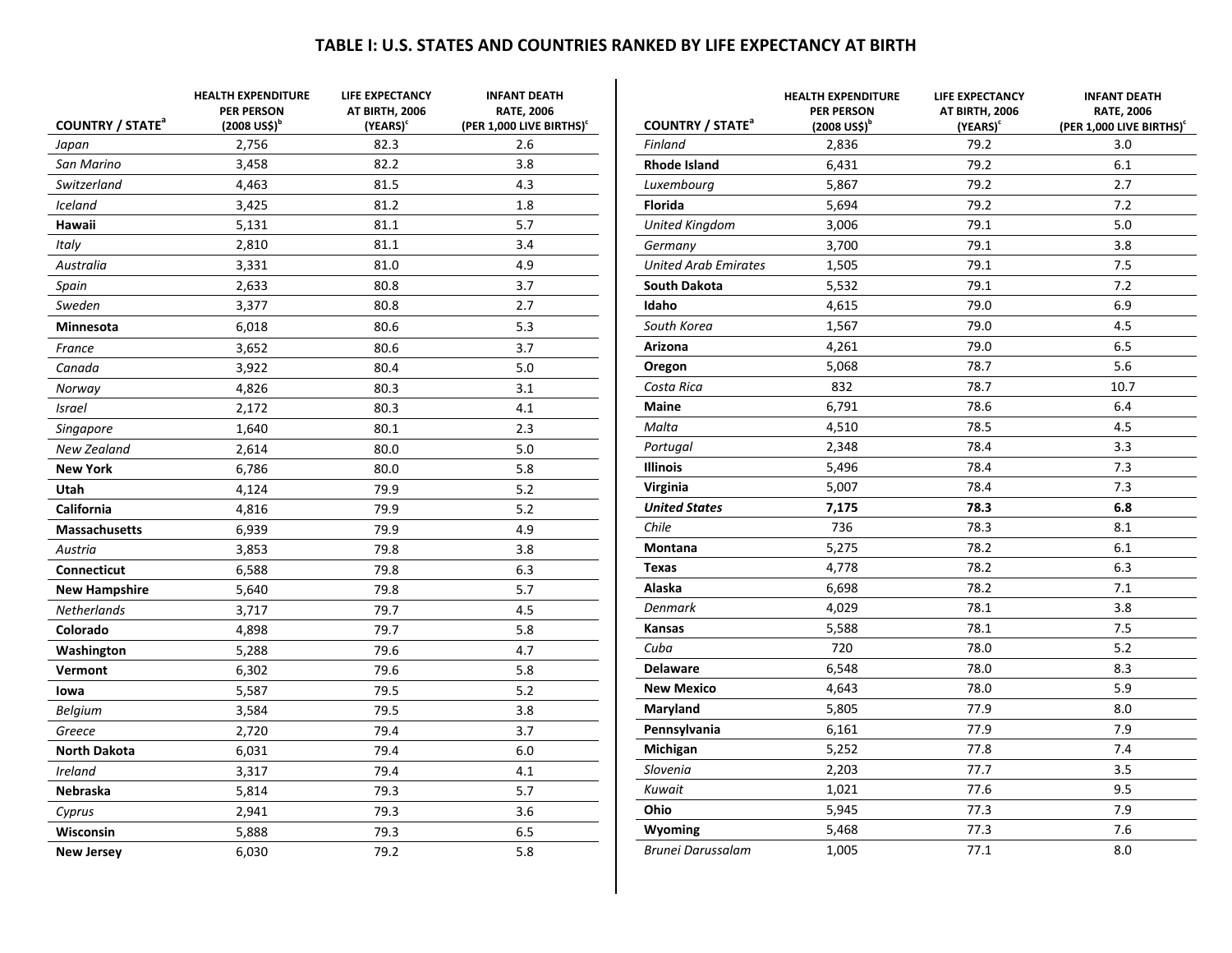# TABLE I: U.S. STATES AND COUNTRIES RANKED BY LIFE EXPECTANCY AT BIRTH

| COUNTRY / STATE[a] | HEALTH EXPENDITURE PER PERSON (2008 US$)[b] | LIFE EXPECTANCY AT BIRTH, 2006 (YEARS)[c] | INFANT DEATH RATE, 2006 (PER 1,000 LIVE BIRTHS)[c] |
|---|---|---|---|
| *Japan* | 2,756 | 82.3 | 2.6 |
| *San Marino* | 3,458 | 82.2 | 3.8 |
| *Switzerland* | 4,463 | 81.5 | 4.3 |
| *Iceland* | 3,425 | 81.2 | 1.8 |
| **Hawaii** | 5,131 | 81.1 | 5.7 |
| *Italy* | 2,810 | 81.1 | 3.4 |
| *Australia* | 3,331 | 81.0 | 4.9 |
| *Spain* | 2,633 | 80.8 | 3.7 |
| *Sweden* | 3,377 | 80.8 | 2.7 |
| **Minnesota** | 6,018 | 80.6 | 5.3 |
| *France* | 3,652 | 80.6 | 3.7 |
| *Canada* | 3,922 | 80.4 | 5.0 |
| *Norway* | 4,826 | 80.3 | 3.1 |
| *Israel* | 2,172 | 80.3 | 4.1 |
| *Singapore* | 1,640 | 80.1 | 2.3 |
| *New Zealand* | 2,614 | 80.0 | 5.0 |
| **New York** | 6,786 | 80.0 | 5.8 |
| **Utah** | 4,124 | 79.9 | 5.2 |
| **California** | 4,816 | 79.9 | 5.2 |
| **Massachusetts** | 6,939 | 79.9 | 4.9 |
| *Austria* | 3,853 | 79.8 | 3.8 |
| **Connecticut** | 6,588 | 79.8 | 6.3 |
| **New Hampshire** | 5,640 | 79.8 | 5.7 |
| *Netherlands* | 3,717 | 79.7 | 4.5 |
| **Colorado** | 4,898 | 79.7 | 5.8 |
| **Washington** | 5,288 | 79.6 | 4.7 |
| **Vermont** | 6,302 | 79.6 | 5.8 |
| **Iowa** | 5,587 | 79.5 | 5.2 |
| *Belgium* | 3,584 | 79.5 | 3.8 |
| *Greece* | 2,720 | 79.4 | 3.7 |
| **North Dakota** | 6,031 | 79.4 | 6.0 |
| *Ireland* | 3,317 | 79.4 | 4.1 |
| **Nebraska** | 5,814 | 79.3 | 5.7 |
| *Cyprus* | 2,941 | 79.3 | 3.6 |
| **Wisconsin** | 5,888 | 79.3 | 6.5 |
| **New Jersey** | 6,030 | 79.2 | 5.8 |
| *Finland* | 2,836 | 79.2 | 3.0 |
| **Rhode Island** | 6,431 | 79.2 | 6.1 |
| *Luxembourg* | 5,867 | 79.2 | 2.7 |
| **Florida** | 5,694 | 79.2 | 7.2 |
| *United Kingdom* | 3,006 | 79.1 | 5.0 |
| *Germany* | 3,700 | 79.1 | 3.8 |
| *United Arab Emirates* | 1,505 | 79.1 | 7.5 |
| **South Dakota** | 5,532 | 79.1 | 7.2 |
| **Idaho** | 4,615 | 79.0 | 6.9 |
| *South Korea* | 1,567 | 79.0 | 4.5 |
| **Arizona** | 4,261 | 79.0 | 6.5 |
| **Oregon** | 5,068 | 78.7 | 5.6 |
| *Costa Rica* | 832 | 78.7 | 10.7 |
| **Maine** | 6,791 | 78.6 | 6.4 |
| *Malta* | 4,510 | 78.5 | 4.5 |
| *Portugal* | 2,348 | 78.4 | 3.3 |
| **Illinois** | 5,496 | 78.4 | 7.3 |
| **Virginia** | 5,007 | 78.4 | 7.3 |
| ***United States*** | **7,175** | **78.3** | **6.8** |
| *Chile* | 736 | 78.3 | 8.1 |
| **Montana** | 5,275 | 78.2 | 6.1 |
| **Texas** | 4,778 | 78.2 | 6.3 |
| **Alaska** | 6,698 | 78.2 | 7.1 |
| *Denmark* | 4,029 | 78.1 | 3.8 |
| **Kansas** | 5,588 | 78.1 | 7.5 |
| *Cuba* | 720 | 78.0 | 5.2 |
| **Delaware** | 6,548 | 78.0 | 8.3 |
| **New Mexico** | 4,643 | 78.0 | 5.9 |
| **Maryland** | 5,805 | 77.9 | 8.0 |
| **Pennsylvania** | 6,161 | 77.9 | 7.9 |
| **Michigan** | 5,252 | 77.8 | 7.4 |
| *Slovenia* | 2,203 | 77.7 | 3.5 |
| *Kuwait* | 1,021 | 77.6 | 9.5 |
| **Ohio** | 5,945 | 77.3 | 7.9 |
| **Wyoming** | 5,468 | 77.3 | 7.6 |
| *Brunei Darussalam* | 1,005 | 77.1 | 8.0 |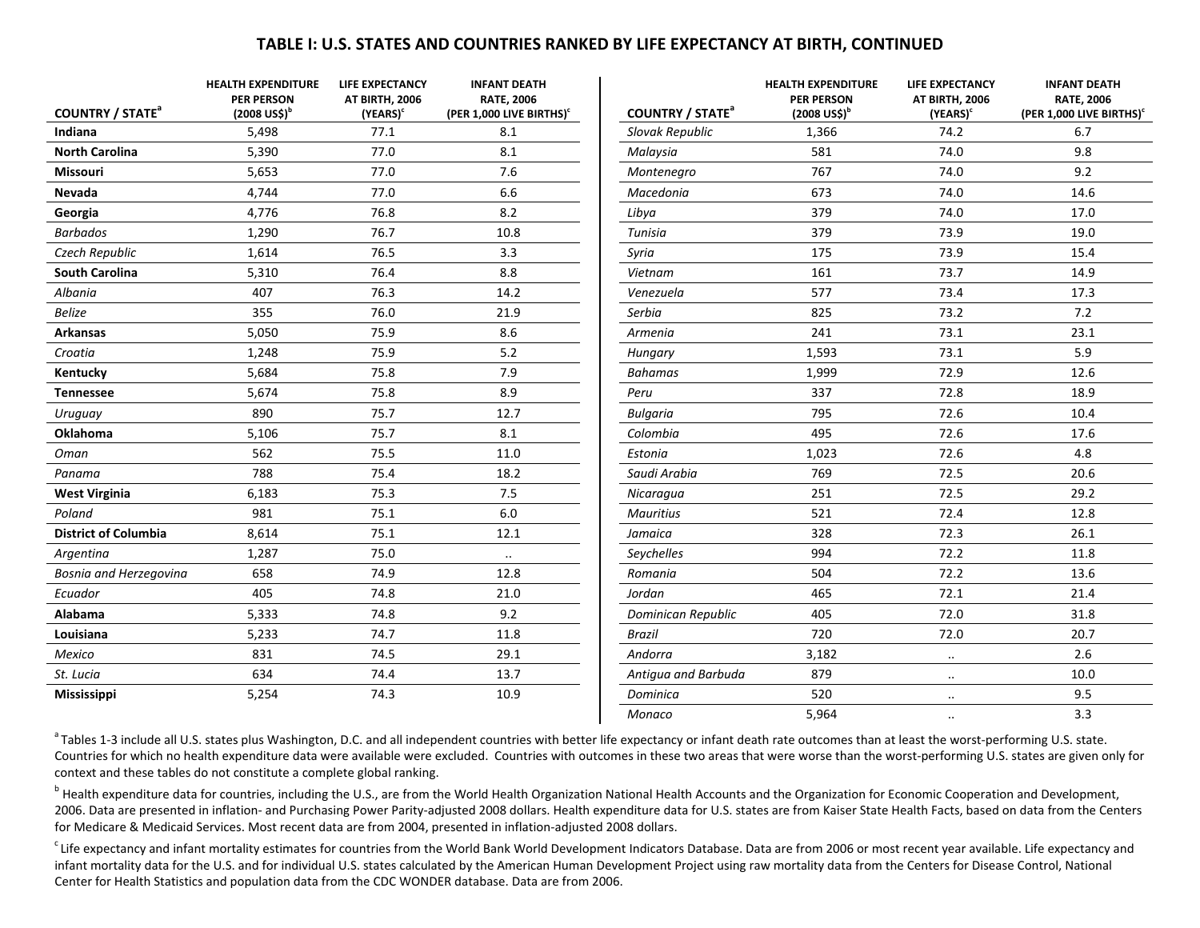## TABLE I: U.S. STATES AND COUNTRIES RANKED BY LIFE EXPECTANCY AT BIRTH, CONTINUED

| COUNTRY / STATE[a] | HEALTH EXPENDITURE PER PERSON (2008 US$)[b] | LIFE EXPECTANCY AT BIRTH, 2006 (YEARS)[c] | INFANT DEATH RATE, 2006 (PER 1,000 LIVE BIRTHS)[c] |
|---|---|---|---|
| **Indiana** | 5,498 | 77.1 | 8.1 |
| **North Carolina** | 5,390 | 77.0 | 8.1 |
| **Missouri** | 5,653 | 77.0 | 7.6 |
| **Nevada** | 4,744 | 77.0 | 6.6 |
| **Georgia** | 4,776 | 76.8 | 8.2 |
| *Barbados* | 1,290 | 76.7 | 10.8 |
| *Czech Republic* | 1,614 | 76.5 | 3.3 |
| **South Carolina** | 5,310 | 76.4 | 8.8 |
| *Albania* | 407 | 76.3 | 14.2 |
| *Belize* | 355 | 76.0 | 21.9 |
| **Arkansas** | 5,050 | 75.9 | 8.6 |
| *Croatia* | 1,248 | 75.9 | 5.2 |
| **Kentucky** | 5,684 | 75.8 | 7.9 |
| **Tennessee** | 5,674 | 75.8 | 8.9 |
| *Uruguay* | 890 | 75.7 | 12.7 |
| **Oklahoma** | 5,106 | 75.7 | 8.1 |
| *Oman* | 562 | 75.5 | 11.0 |
| *Panama* | 788 | 75.4 | 18.2 |
| **West Virginia** | 6,183 | 75.3 | 7.5 |
| *Poland* | 981 | 75.1 | 6.0 |
| **District of Columbia** | 8,614 | 75.1 | 12.1 |
| *Argentina* | 1,287 | 75.0 | .. |
| *Bosnia and Herzegovina* | 658 | 74.9 | 12.8 |
| *Ecuador* | 405 | 74.8 | 21.0 |
| **Alabama** | 5,333 | 74.8 | 9.2 |
| **Louisiana** | 5,233 | 74.7 | 11.8 |
| *Mexico* | 831 | 74.5 | 29.1 |
| *St. Lucia* | 634 | 74.4 | 13.7 |
| **Mississippi** | 5,254 | 74.3 | 10.9 |
| *Slovak Republic* | 1,366 | 74.2 | 6.7 |
| *Malaysia* | 581 | 74.0 | 9.8 |
| *Montenegro* | 767 | 74.0 | 9.2 |
| *Macedonia* | 673 | 74.0 | 14.6 |
| *Libya* | 379 | 74.0 | 17.0 |
| *Tunisia* | 379 | 73.9 | 19.0 |
| *Syria* | 175 | 73.9 | 15.4 |
| *Vietnam* | 161 | 73.7 | 14.9 |
| *Venezuela* | 577 | 73.4 | 17.3 |
| *Serbia* | 825 | 73.2 | 7.2 |
| *Armenia* | 241 | 73.1 | 23.1 |
| *Hungary* | 1,593 | 73.1 | 5.9 |
| *Bahamas* | 1,999 | 72.9 | 12.6 |
| *Peru* | 337 | 72.8 | 18.9 |
| *Bulgaria* | 795 | 72.6 | 10.4 |
| *Colombia* | 495 | 72.6 | 17.6 |
| *Estonia* | 1,023 | 72.6 | 4.8 |
| *Saudi Arabia* | 769 | 72.5 | 20.6 |
| *Nicaragua* | 251 | 72.5 | 29.2 |
| *Mauritius* | 521 | 72.4 | 12.8 |
| *Jamaica* | 328 | 72.3 | 26.1 |
| *Seychelles* | 994 | 72.2 | 11.8 |
| *Romania* | 504 | 72.2 | 13.6 |
| *Jordan* | 465 | 72.1 | 21.4 |
| *Dominican Republic* | 405 | 72.0 | 31.8 |
| *Brazil* | 720 | 72.0 | 20.7 |
| *Andorra* | 3,182 | .. | 2.6 |
| *Antigua and Barbuda* | 879 | .. | 10.0 |
| *Dominica* | 520 | .. | 9.5 |
| *Monaco* | 5,964 | .. | 3.3 |

[a] Tables 1-3 include all U.S. states plus Washington, D.C. and all independent countries with better life expectancy or infant death rate outcomes than at least the worst-performing U.S. state. Countries for which no health expenditure data were available were excluded. Countries with outcomes in these two areas that were worse than the worst-performing U.S. states are given only for context and these tables do not constitute a complete global ranking.

[b] Health expenditure data for countries, including the U.S., are from the World Health Organization National Health Accounts and the Organization for Economic Cooperation and Development, 2006. Data are presented in inflation- and Purchasing Power Parity-adjusted 2008 dollars. Health expenditure data for U.S. states are from Kaiser State Health Facts, based on data from the Centers for Medicare & Medicaid Services. Most recent data are from 2004, presented in inflation-adjusted 2008 dollars.

[c] Life expectancy and infant mortality estimates for countries from the World Bank World Development Indicators Database. Data are from 2006 or most recent year available. Life expectancy and infant mortality data for the U.S. and for individual U.S. states calculated by the American Human Development Project using raw mortality data from the Centers for Disease Control, National Center for Health Statistics and population data from the CDC WONDER database. Data are from 2006.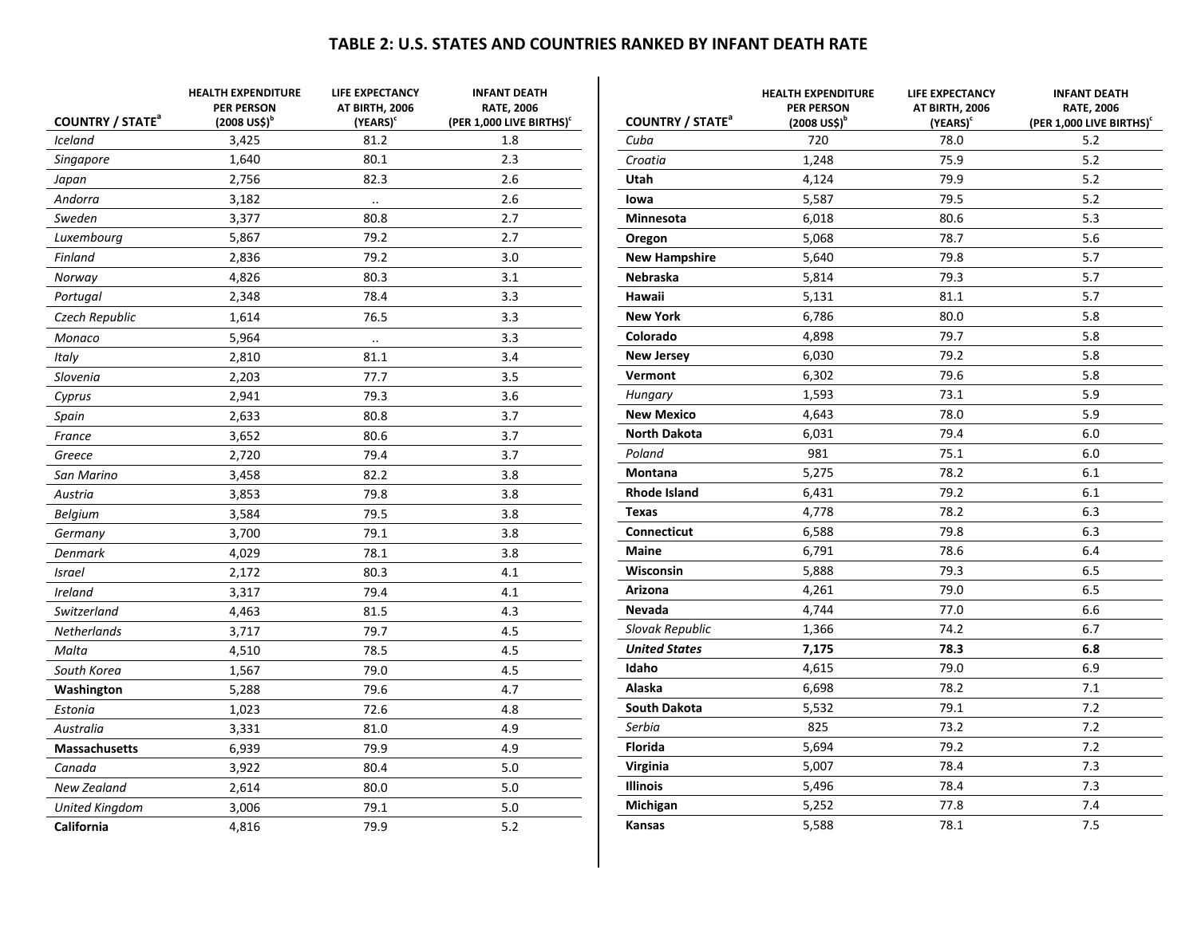# TABLE 2: U.S. STATES AND COUNTRIES RANKED BY INFANT DEATH RATE

| COUNTRY / STATE[a] | HEALTH EXPENDITURE PER PERSON (2008 US$)[b] | LIFE EXPECTANCY AT BIRTH, 2006 (YEARS)[c] | INFANT DEATH RATE, 2006 (PER 1,000 LIVE BIRTHS)[c] |
|---|---|---|---|
| *Iceland* | 3,425 | 81.2 | 1.8 |
| *Singapore* | 1,640 | 80.1 | 2.3 |
| *Japan* | 2,756 | 82.3 | 2.6 |
| *Andorra* | 3,182 | .. | 2.6 |
| *Sweden* | 3,377 | 80.8 | 2.7 |
| *Luxembourg* | 5,867 | 79.2 | 2.7 |
| *Finland* | 2,836 | 79.2 | 3.0 |
| *Norway* | 4,826 | 80.3 | 3.1 |
| *Portugal* | 2,348 | 78.4 | 3.3 |
| *Czech Republic* | 1,614 | 76.5 | 3.3 |
| *Monaco* | 5,964 | .. | 3.3 |
| *Italy* | 2,810 | 81.1 | 3.4 |
| *Slovenia* | 2,203 | 77.7 | 3.5 |
| *Cyprus* | 2,941 | 79.3 | 3.6 |
| *Spain* | 2,633 | 80.8 | 3.7 |
| *France* | 3,652 | 80.6 | 3.7 |
| *Greece* | 2,720 | 79.4 | 3.7 |
| *San Marino* | 3,458 | 82.2 | 3.8 |
| *Austria* | 3,853 | 79.8 | 3.8 |
| *Belgium* | 3,584 | 79.5 | 3.8 |
| *Germany* | 3,700 | 79.1 | 3.8 |
| *Denmark* | 4,029 | 78.1 | 3.8 |
| *Israel* | 2,172 | 80.3 | 4.1 |
| *Ireland* | 3,317 | 79.4 | 4.1 |
| *Switzerland* | 4,463 | 81.5 | 4.3 |
| *Netherlands* | 3,717 | 79.7 | 4.5 |
| *Malta* | 4,510 | 78.5 | 4.5 |
| *South Korea* | 1,567 | 79.0 | 4.5 |
| **Washington** | 5,288 | 79.6 | 4.7 |
| *Estonia* | 1,023 | 72.6 | 4.8 |
| *Australia* | 3,331 | 81.0 | 4.9 |
| **Massachusetts** | 6,939 | 79.9 | 4.9 |
| *Canada* | 3,922 | 80.4 | 5.0 |
| *New Zealand* | 2,614 | 80.0 | 5.0 |
| *United Kingdom* | 3,006 | 79.1 | 5.0 |
| **California** | 4,816 | 79.9 | 5.2 |
| *Cuba* | 720 | 78.0 | 5.2 |
| *Croatia* | 1,248 | 75.9 | 5.2 |
| **Utah** | 4,124 | 79.9 | 5.2 |
| **Iowa** | 5,587 | 79.5 | 5.2 |
| **Minnesota** | 6,018 | 80.6 | 5.3 |
| **Oregon** | 5,068 | 78.7 | 5.6 |
| **New Hampshire** | 5,640 | 79.8 | 5.7 |
| **Nebraska** | 5,814 | 79.3 | 5.7 |
| **Hawaii** | 5,131 | 81.1 | 5.7 |
| **New York** | 6,786 | 80.0 | 5.8 |
| **Colorado** | 4,898 | 79.7 | 5.8 |
| **New Jersey** | 6,030 | 79.2 | 5.8 |
| **Vermont** | 6,302 | 79.6 | 5.8 |
| *Hungary* | 1,593 | 73.1 | 5.9 |
| **New Mexico** | 4,643 | 78.0 | 5.9 |
| **North Dakota** | 6,031 | 79.4 | 6.0 |
| *Poland* | 981 | 75.1 | 6.0 |
| **Montana** | 5,275 | 78.2 | 6.1 |
| **Rhode Island** | 6,431 | 79.2 | 6.1 |
| **Texas** | 4,778 | 78.2 | 6.3 |
| **Connecticut** | 6,588 | 79.8 | 6.3 |
| **Maine** | 6,791 | 78.6 | 6.4 |
| **Wisconsin** | 5,888 | 79.3 | 6.5 |
| **Arizona** | 4,261 | 79.0 | 6.5 |
| **Nevada** | 4,744 | 77.0 | 6.6 |
| *Slovak Republic* | 1,366 | 74.2 | 6.7 |
| ***United States*** | **7,175** | **78.3** | **6.8** |
| **Idaho** | 4,615 | 79.0 | 6.9 |
| **Alaska** | 6,698 | 78.2 | 7.1 |
| **South Dakota** | 5,532 | 79.1 | 7.2 |
| *Serbia* | 825 | 73.2 | 7.2 |
| **Florida** | 5,694 | 79.2 | 7.2 |
| **Virginia** | 5,007 | 78.4 | 7.3 |
| **Illinois** | 5,496 | 78.4 | 7.3 |
| **Michigan** | 5,252 | 77.8 | 7.4 |
| **Kansas** | 5,588 | 78.1 | 7.5 |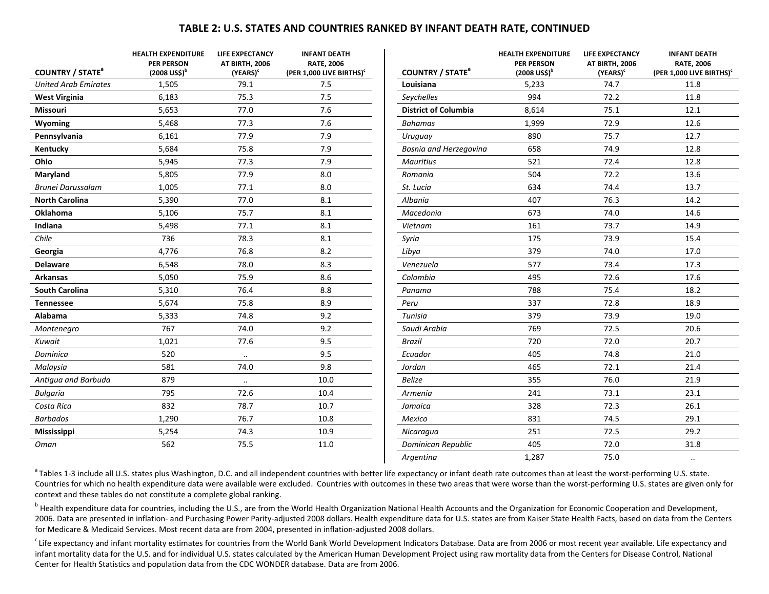## TABLE 2: U.S. STATES AND COUNTRIES RANKED BY INFANT DEATH RATE, CONTINUED

| COUNTRY / STATE[a] | HEALTH EXPENDITURE PER PERSON (2008 US$)[b] | LIFE EXPECTANCY AT BIRTH, 2006 (YEARS)[c] | INFANT DEATH RATE, 2006 (PER 1,000 LIVE BIRTHS)[c] |
|---|---|---|---|
| *United Arab Emirates* | 1,505 | 79.1 | 7.5 |
| **West Virginia** | 6,183 | 75.3 | 7.5 |
| **Missouri** | 5,653 | 77.0 | 7.6 |
| **Wyoming** | 5,468 | 77.3 | 7.6 |
| **Pennsylvania** | 6,161 | 77.9 | 7.9 |
| **Kentucky** | 5,684 | 75.8 | 7.9 |
| **Ohio** | 5,945 | 77.3 | 7.9 |
| **Maryland** | 5,805 | 77.9 | 8.0 |
| *Brunei Darussalam* | 1,005 | 77.1 | 8.0 |
| **North Carolina** | 5,390 | 77.0 | 8.1 |
| **Oklahoma** | 5,106 | 75.7 | 8.1 |
| **Indiana** | 5,498 | 77.1 | 8.1 |
| *Chile* | 736 | 78.3 | 8.1 |
| **Georgia** | 4,776 | 76.8 | 8.2 |
| **Delaware** | 6,548 | 78.0 | 8.3 |
| **Arkansas** | 5,050 | 75.9 | 8.6 |
| **South Carolina** | 5,310 | 76.4 | 8.8 |
| **Tennessee** | 5,674 | 75.8 | 8.9 |
| **Alabama** | 5,333 | 74.8 | 9.2 |
| *Montenegro* | 767 | 74.0 | 9.2 |
| *Kuwait* | 1,021 | 77.6 | 9.5 |
| *Dominica* | 520 | .. | 9.5 |
| *Malaysia* | 581 | 74.0 | 9.8 |
| *Antigua and Barbuda* | 879 | .. | 10.0 |
| *Bulgaria* | 795 | 72.6 | 10.4 |
| *Costa Rica* | 832 | 78.7 | 10.7 |
| *Barbados* | 1,290 | 76.7 | 10.8 |
| **Mississippi** | 5,254 | 74.3 | 10.9 |
| *Oman* | 562 | 75.5 | 11.0 |
| **Louisiana** | 5,233 | 74.7 | 11.8 |
| *Seychelles* | 994 | 72.2 | 11.8 |
| **District of Columbia** | 8,614 | 75.1 | 12.1 |
| *Bahamas* | 1,999 | 72.9 | 12.6 |
| *Uruguay* | 890 | 75.7 | 12.7 |
| *Bosnia and Herzegovina* | 658 | 74.9 | 12.8 |
| *Mauritius* | 521 | 72.4 | 12.8 |
| *Romania* | 504 | 72.2 | 13.6 |
| *St. Lucia* | 634 | 74.4 | 13.7 |
| *Albania* | 407 | 76.3 | 14.2 |
| *Macedonia* | 673 | 74.0 | 14.6 |
| *Vietnam* | 161 | 73.7 | 14.9 |
| *Syria* | 175 | 73.9 | 15.4 |
| *Libya* | 379 | 74.0 | 17.0 |
| *Venezuela* | 577 | 73.4 | 17.3 |
| *Colombia* | 495 | 72.6 | 17.6 |
| *Panama* | 788 | 75.4 | 18.2 |
| *Peru* | 337 | 72.8 | 18.9 |
| *Tunisia* | 379 | 73.9 | 19.0 |
| *Saudi Arabia* | 769 | 72.5 | 20.6 |
| *Brazil* | 720 | 72.0 | 20.7 |
| *Ecuador* | 405 | 74.8 | 21.0 |
| *Jordan* | 465 | 72.1 | 21.4 |
| *Belize* | 355 | 76.0 | 21.9 |
| *Armenia* | 241 | 73.1 | 23.1 |
| *Jamaica* | 328 | 72.3 | 26.1 |
| *Mexico* | 831 | 74.5 | 29.1 |
| *Nicaragua* | 251 | 72.5 | 29.2 |
| *Dominican Republic* | 405 | 72.0 | 31.8 |
| *Argentina* | 1,287 | 75.0 | .. |

[a] Tables 1-3 include all U.S. states plus Washington, D.C. and all independent countries with better life expectancy or infant death rate outcomes than at least the worst-performing U.S. state. Countries for which no health expenditure data were available were excluded. Countries with outcomes in these two areas that were worse than the worst-performing U.S. states are given only for context and these tables do not constitute a complete global ranking.

[b] Health expenditure data for countries, including the U.S., are from the World Health Organization National Health Accounts and the Organization for Economic Cooperation and Development, 2006. Data are presented in inflation- and Purchasing Power Parity-adjusted 2008 dollars. Health expenditure data for U.S. states are from Kaiser State Health Facts, based on data from the Centers for Medicare & Medicaid Services. Most recent data are from 2004, presented in inflation-adjusted 2008 dollars.

[c] Life expectancy and infant mortality estimates for countries from the World Bank World Development Indicators Database. Data are from 2006 or most recent year available. Life expectancy and infant mortality data for the U.S. and for individual U.S. states calculated by the American Human Development Project using raw mortality data from the Centers for Disease Control, National Center for Health Statistics and population data from the CDC WONDER database. Data are from 2006.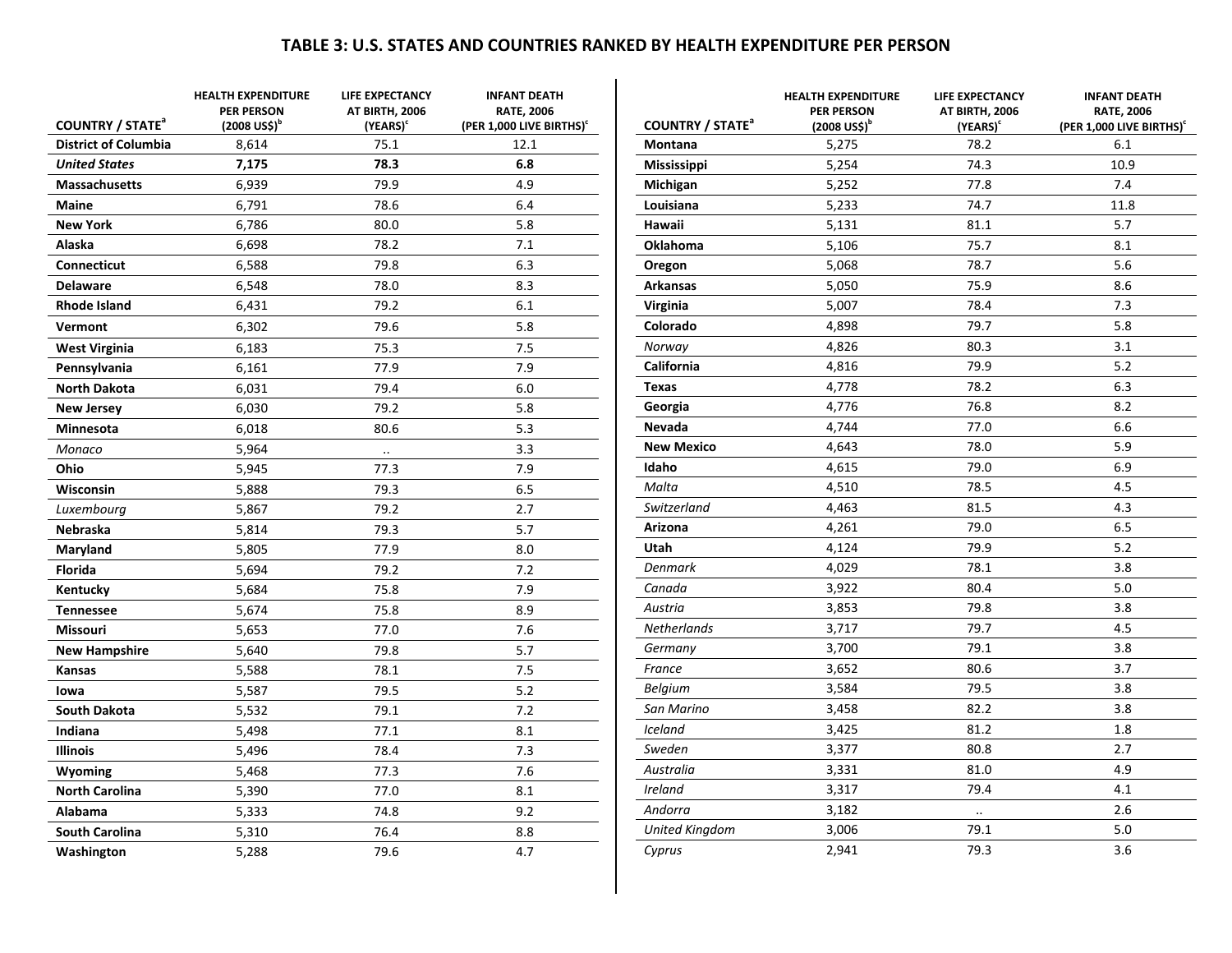# TABLE 3: U.S. STATES AND COUNTRIES RANKED BY HEALTH EXPENDITURE PER PERSON

| COUNTRY / STATE[a] | HEALTH EXPENDITURE PER PERSON (2008 US$)[b] | LIFE EXPECTANCY AT BIRTH, 2006 (YEARS)[c] | INFANT DEATH RATE, 2006 (PER 1,000 LIVE BIRTHS)[c] |
|---|---|---|---|
| **District of Columbia** | 8,614 | 75.1 | 12.1 |
| ***United States*** | **7,175** | **78.3** | **6.8** |
| **Massachusetts** | 6,939 | 79.9 | 4.9 |
| **Maine** | 6,791 | 78.6 | 6.4 |
| **New York** | 6,786 | 80.0 | 5.8 |
| **Alaska** | 6,698 | 78.2 | 7.1 |
| **Connecticut** | 6,588 | 79.8 | 6.3 |
| **Delaware** | 6,548 | 78.0 | 8.3 |
| **Rhode Island** | 6,431 | 79.2 | 6.1 |
| **Vermont** | 6,302 | 79.6 | 5.8 |
| **West Virginia** | 6,183 | 75.3 | 7.5 |
| **Pennsylvania** | 6,161 | 77.9 | 7.9 |
| **North Dakota** | 6,031 | 79.4 | 6.0 |
| **New Jersey** | 6,030 | 79.2 | 5.8 |
| **Minnesota** | 6,018 | 80.6 | 5.3 |
| *Monaco* | 5,964 | .. | 3.3 |
| **Ohio** | 5,945 | 77.3 | 7.9 |
| **Wisconsin** | 5,888 | 79.3 | 6.5 |
| *Luxembourg* | 5,867 | 79.2 | 2.7 |
| **Nebraska** | 5,814 | 79.3 | 5.7 |
| **Maryland** | 5,805 | 77.9 | 8.0 |
| **Florida** | 5,694 | 79.2 | 7.2 |
| **Kentucky** | 5,684 | 75.8 | 7.9 |
| **Tennessee** | 5,674 | 75.8 | 8.9 |
| **Missouri** | 5,653 | 77.0 | 7.6 |
| **New Hampshire** | 5,640 | 79.8 | 5.7 |
| **Kansas** | 5,588 | 78.1 | 7.5 |
| **Iowa** | 5,587 | 79.5 | 5.2 |
| **South Dakota** | 5,532 | 79.1 | 7.2 |
| **Indiana** | 5,498 | 77.1 | 8.1 |
| **Illinois** | 5,496 | 78.4 | 7.3 |
| **Wyoming** | 5,468 | 77.3 | 7.6 |
| **North Carolina** | 5,390 | 77.0 | 8.1 |
| **Alabama** | 5,333 | 74.8 | 9.2 |
| **South Carolina** | 5,310 | 76.4 | 8.8 |
| **Washington** | 5,288 | 79.6 | 4.7 |
| **Montana** | 5,275 | 78.2 | 6.1 |
| **Mississippi** | 5,254 | 74.3 | 10.9 |
| **Michigan** | 5,252 | 77.8 | 7.4 |
| **Louisiana** | 5,233 | 74.7 | 11.8 |
| **Hawaii** | 5,131 | 81.1 | 5.7 |
| **Oklahoma** | 5,106 | 75.7 | 8.1 |
| **Oregon** | 5,068 | 78.7 | 5.6 |
| **Arkansas** | 5,050 | 75.9 | 8.6 |
| **Virginia** | 5,007 | 78.4 | 7.3 |
| **Colorado** | 4,898 | 79.7 | 5.8 |
| *Norway* | 4,826 | 80.3 | 3.1 |
| **California** | 4,816 | 79.9 | 5.2 |
| **Texas** | 4,778 | 78.2 | 6.3 |
| **Georgia** | 4,776 | 76.8 | 8.2 |
| **Nevada** | 4,744 | 77.0 | 6.6 |
| **New Mexico** | 4,643 | 78.0 | 5.9 |
| **Idaho** | 4,615 | 79.0 | 6.9 |
| *Malta* | 4,510 | 78.5 | 4.5 |
| *Switzerland* | 4,463 | 81.5 | 4.3 |
| **Arizona** | 4,261 | 79.0 | 6.5 |
| **Utah** | 4,124 | 79.9 | 5.2 |
| *Denmark* | 4,029 | 78.1 | 3.8 |
| *Canada* | 3,922 | 80.4 | 5.0 |
| *Austria* | 3,853 | 79.8 | 3.8 |
| *Netherlands* | 3,717 | 79.7 | 4.5 |
| *Germany* | 3,700 | 79.1 | 3.8 |
| *France* | 3,652 | 80.6 | 3.7 |
| *Belgium* | 3,584 | 79.5 | 3.8 |
| *San Marino* | 3,458 | 82.2 | 3.8 |
| *Iceland* | 3,425 | 81.2 | 1.8 |
| *Sweden* | 3,377 | 80.8 | 2.7 |
| *Australia* | 3,331 | 81.0 | 4.9 |
| *Ireland* | 3,317 | 79.4 | 4.1 |
| *Andorra* | 3,182 | .. | 2.6 |
| *United Kingdom* | 3,006 | 79.1 | 5.0 |
| *Cyprus* | 2,941 | 79.3 | 3.6 |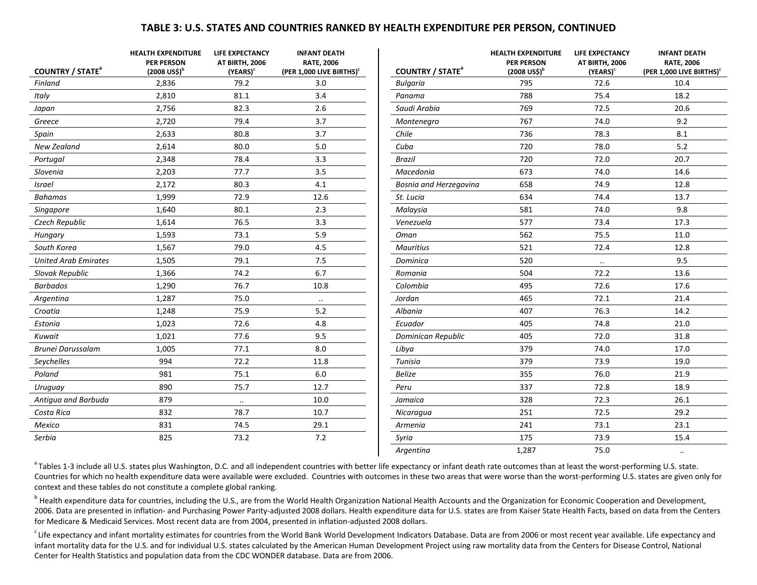# TABLE 3: U.S. STATES AND COUNTRIES RANKED BY HEALTH EXPENDITURE PER PERSON, CONTINUED

| COUNTRY / STATE[a] | HEALTH EXPENDITURE PER PERSON (2008 US$)[b] | LIFE EXPECTANCY AT BIRTH, 2006 (YEARS)[c] | INFANT DEATH RATE, 2006 (PER 1,000 LIVE BIRTHS)[c] |
|---|---|---|---|
| *Finland* | 2,836 | 79.2 | 3.0 |
| *Italy* | 2,810 | 81.1 | 3.4 |
| *Japan* | 2,756 | 82.3 | 2.6 |
| *Greece* | 2,720 | 79.4 | 3.7 |
| *Spain* | 2,633 | 80.8 | 3.7 |
| *New Zealand* | 2,614 | 80.0 | 5.0 |
| *Portugal* | 2,348 | 78.4 | 3.3 |
| *Slovenia* | 2,203 | 77.7 | 3.5 |
| *Israel* | 2,172 | 80.3 | 4.1 |
| *Bahamas* | 1,999 | 72.9 | 12.6 |
| *Singapore* | 1,640 | 80.1 | 2.3 |
| *Czech Republic* | 1,614 | 76.5 | 3.3 |
| *Hungary* | 1,593 | 73.1 | 5.9 |
| *South Korea* | 1,567 | 79.0 | 4.5 |
| *United Arab Emirates* | 1,505 | 79.1 | 7.5 |
| *Slovak Republic* | 1,366 | 74.2 | 6.7 |
| *Barbados* | 1,290 | 76.7 | 10.8 |
| *Argentina* | 1,287 | 75.0 | .. |
| *Croatia* | 1,248 | 75.9 | 5.2 |
| *Estonia* | 1,023 | 72.6 | 4.8 |
| *Kuwait* | 1,021 | 77.6 | 9.5 |
| *Brunei Darussalam* | 1,005 | 77.1 | 8.0 |
| *Seychelles* | 994 | 72.2 | 11.8 |
| *Poland* | 981 | 75.1 | 6.0 |
| *Uruguay* | 890 | 75.7 | 12.7 |
| *Antigua and Barbuda* | 879 | .. | 10.0 |
| *Costa Rica* | 832 | 78.7 | 10.7 |
| *Mexico* | 831 | 74.5 | 29.1 |
| *Serbia* | 825 | 73.2 | 7.2 |
| *Bulgaria* | 795 | 72.6 | 10.4 |
| *Panama* | 788 | 75.4 | 18.2 |
| *Saudi Arabia* | 769 | 72.5 | 20.6 |
| *Montenegro* | 767 | 74.0 | 9.2 |
| *Chile* | 736 | 78.3 | 8.1 |
| *Cuba* | 720 | 78.0 | 5.2 |
| *Brazil* | 720 | 72.0 | 20.7 |
| *Macedonia* | 673 | 74.0 | 14.6 |
| *Bosnia and Herzegovina* | 658 | 74.9 | 12.8 |
| *St. Lucia* | 634 | 74.4 | 13.7 |
| *Malaysia* | 581 | 74.0 | 9.8 |
| *Venezuela* | 577 | 73.4 | 17.3 |
| *Oman* | 562 | 75.5 | 11.0 |
| *Mauritius* | 521 | 72.4 | 12.8 |
| *Dominica* | 520 | .. | 9.5 |
| *Romania* | 504 | 72.2 | 13.6 |
| *Colombia* | 495 | 72.6 | 17.6 |
| *Jordan* | 465 | 72.1 | 21.4 |
| *Albania* | 407 | 76.3 | 14.2 |
| *Ecuador* | 405 | 74.8 | 21.0 |
| *Dominican Republic* | 405 | 72.0 | 31.8 |
| *Libya* | 379 | 74.0 | 17.0 |
| *Tunisia* | 379 | 73.9 | 19.0 |
| *Belize* | 355 | 76.0 | 21.9 |
| *Peru* | 337 | 72.8 | 18.9 |
| *Jamaica* | 328 | 72.3 | 26.1 |
| *Nicaragua* | 251 | 72.5 | 29.2 |
| *Armenia* | 241 | 73.1 | 23.1 |
| *Syria* | 175 | 73.9 | 15.4 |
| *Argentina* | 1,287 | 75.0 | .. |

[a] Tables 1-3 include all U.S. states plus Washington, D.C. and all independent countries with better life expectancy or infant death rate outcomes than at least the worst-performing U.S. state. Countries for which no health expenditure data were available were excluded. Countries with outcomes in these two areas that were worse than the worst-performing U.S. states are given only for context and these tables do not constitute a complete global ranking.

[b] Health expenditure data for countries, including the U.S., are from the World Health Organization National Health Accounts and the Organization for Economic Cooperation and Development, 2006. Data are presented in inflation- and Purchasing Power Parity-adjusted 2008 dollars. Health expenditure data for U.S. states are from Kaiser State Health Facts, based on data from the Centers for Medicare & Medicaid Services. Most recent data are from 2004, presented in inflation-adjusted 2008 dollars.

[c] Life expectancy and infant mortality estimates for countries from the World Bank World Development Indicators Database. Data are from 2006 or most recent year available. Life expectancy and infant mortality data for the U.S. and for individual U.S. states calculated by the American Human Development Project using raw mortality data from the Centers for Disease Control, National Center for Health Statistics and population data from the CDC WONDER database. Data are from 2006.